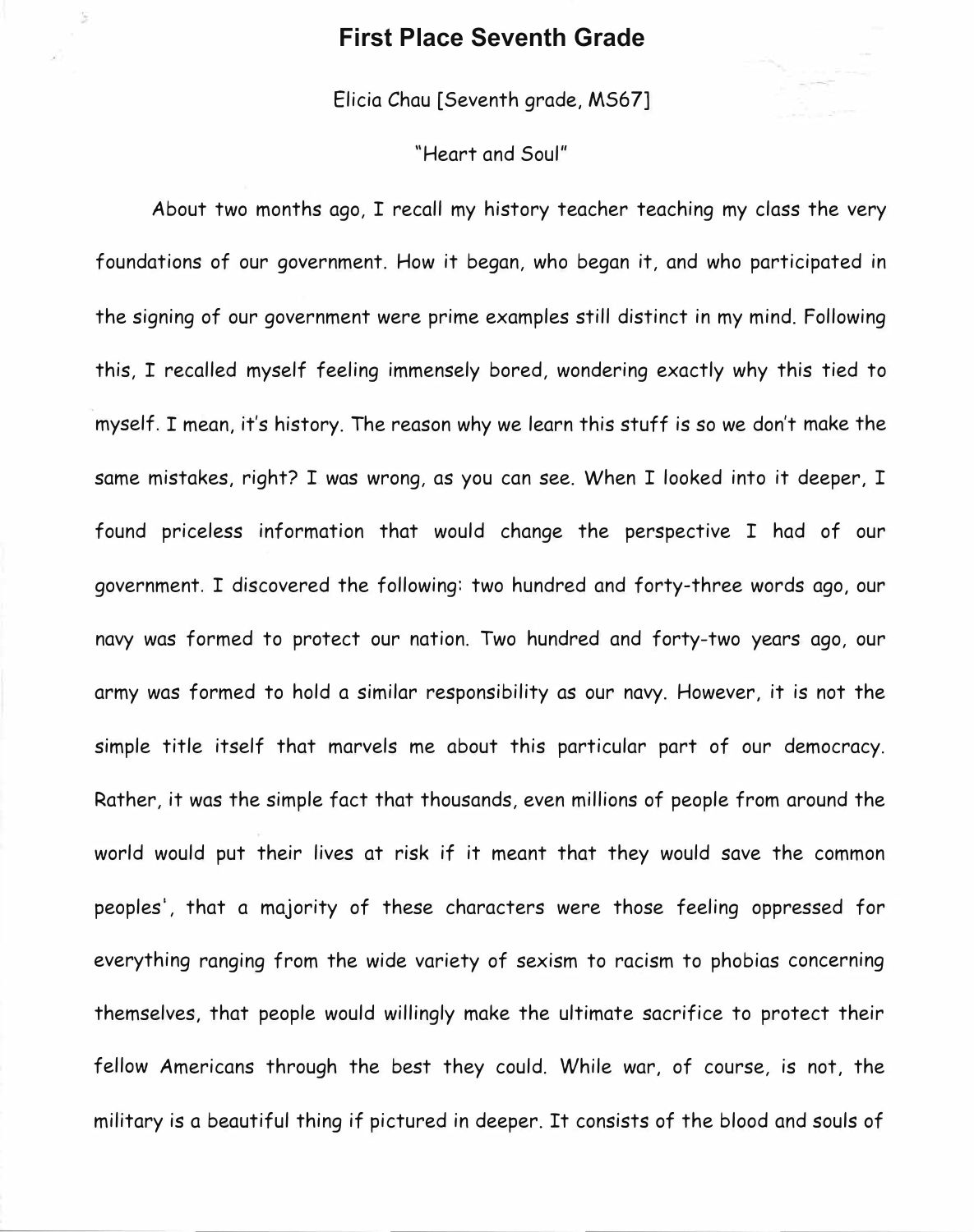# First Place Seventh Grade

Elicia Chau [Seventh grade, MS67]

"Heart and Soul"

About two months ago, I recall my history teacher teaching my class the very foundations of our government. How it began, who began it, and who participated in the signing of our government were prime examples still distinct in my mind. Following this, I recalled myself feeling immensely bored, wondering exactly why this tied to myself. I mean, it's history. The reason why we learn this stuff is so we don't make the same mistakes, right? I was wrong, as you can see. When I looked into it deeper, I found priceless information that would change the perspective I had of our government. I discovered the following: two hundred and forty-three words ago, our navy was formed to protect our nation. Two hundred and forty-two years ago, our army was formed to hold a similar responsibility as our navy. However, it is not the simple title itself that marvels me about this particular part of our democracy. Rather, it was the simple fact that thousands, even millions of people from around the world would put their lives at risk if it meant that they would save the common peoples', that a majority of these characters were those feeling oppressed for everything ranging from the wide variety of sexism to racism to phobias concerning themselves, that people would willingly make the ultimate sacrifice to protect their fellow Americans through the best they could. While war, of course, is not, the military is a beautiful thing if pictured in deeper. It consists of the blood and souls of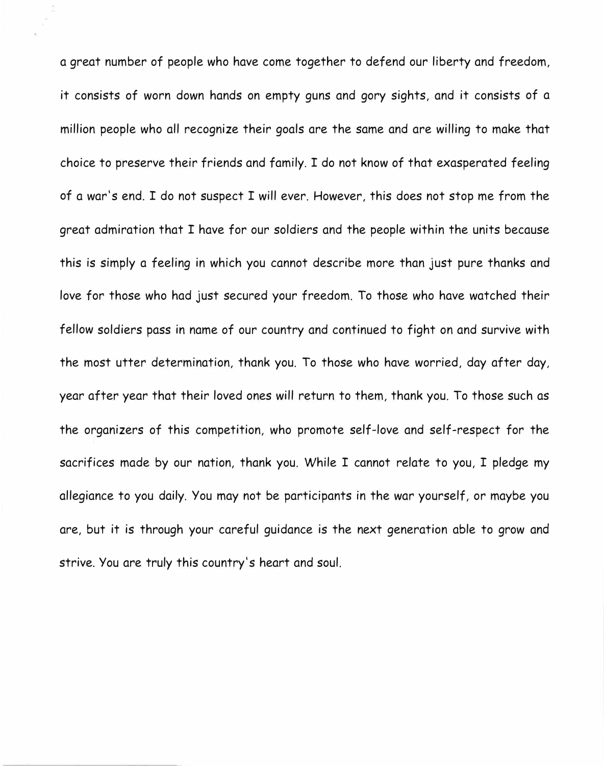a great number of people who have come together to defend our liberty and freedom, it consists of worn down hands on empty guns and gory sights, and it consists of a million people who all recognize their goals are the same and are willing to make that choice to preserve their friends and family. I do not know of that exasperated feeling of a war's end. I do not suspect I will ever. However, this does not stop me from the great admiration that I have for our soldiers and the people within the units because this is simply a feeling in which you cannot describe more than just pure thanks and love for those who had just secured your freedom. To those who have watched their fellow soldiers pass in name of our country and continued to fight on and survive with the most utter determination, thank you. To those who have worried, day after day, year after year that their loved ones will return to them, thank you. To those such as the organizers of this competition, who promote self-love and self-respect for the sacrifices made by our nation, thank you. While I cannot relate to you, I pledge my allegiance to you daily. You may not be participants in the war yourself, or maybe you are, but it is through your careful guidance is the next generation able to grow and strive. You are truly this country's heart and soul.